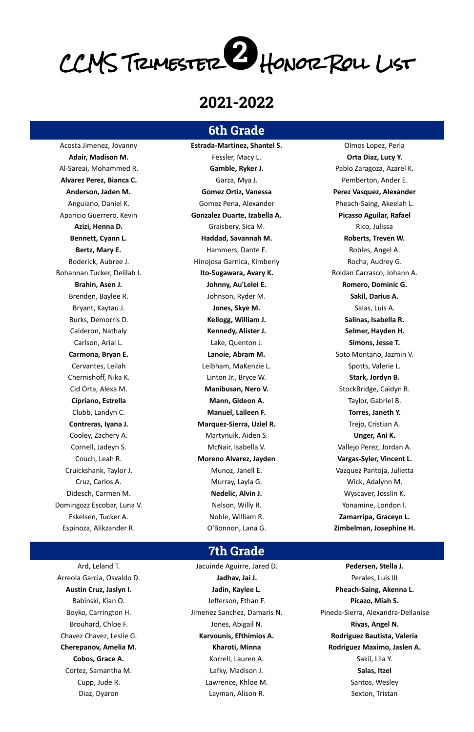# CCMS Trimester 2 Honor Roll List

## 2021-2022

### 6th Grade

Acosta Jimenez, Jovanny
**Adair, Madison M.**
Al-Sareai, Mohammed R.
**Alvarez Perez, Bianca C.**
**Anderson, Jaden M.**
Anguiano, Daniel K.
Aparicio Guerrero, Kevin
**Azizi, Henna D.**
**Bennett, Cyann L.**
**Bertz, Mary E.**
Boderick, Aubree J.
Bohannan Tucker, Delilah I.
**Brahin, Asen J.**
Brenden, Baylee R.
Bryant, Kaytau J.
Burks, Demorris D.
Calderon, Nathaly
Carlson, Arial L.
**Carmona, Bryan E.**
Cervantes, Leilah
Chernishoff, Nika K.
Cid Orta, Alexa M.
**Cipriano, Estrella**
Clubb, Landyn C.
**Contreras, Iyana J.**
Cooley, Zachery A.
Cornell, Jadeyn S.
Couch, Leah R.
Cruickshank, Taylor J.
Cruz, Carlos A.
Didesch, Carmen M.
Domingozz Escobar, Luna V.
Eskelsen, Tucker A.
Espinoza, Alikzander R.
**Estrada-Martinez, Shantel S.**
Fessler, Macy L.
**Gamble, Ryker J.**
Garza, Mya J.
**Gomez Ortiz, Vanessa**
Gomez Pena, Alexander
**Gonzalez Duarte, Izabella A.**
Graisbery, Sica M.
**Haddad, Savannah M.**
Hammers, Dante E.
Hinojosa Garnica, Kimberly
**Ito-Sugawara, Avary K.**
**Johnny, Au'Lelei E.**
Johnson, Ryder M.
**Jones, Skye M.**
**Kellogg, William J.**
**Kennedy, Alister J.**
Lake, Quenton J.
**Lanoie, Abram M.**
Leibham, MaKenzie L.
Linton Jr., Bryce W.
**Manibusan, Nero V.**
**Mann, Gideon A.**
**Manuel, Laileen F.**
**Marquez-Sierra, Uziel R.**
Martynuik, Aiden S.
McNair, Isabella V.
**Moreno Alvarez, Jayden**
Munoz, Janell E.
Murray, Layla G.
**Nedelic, Alvin J.**
Nelson, Willy R.
Noble, William R.
O'Bonnon, Lana G.
Olmos Lopez, Perla
**Orta Diaz, Lucy Y.**
Pablo Zaragoza, Azarel K.
Pemberton, Ander E.
**Perez Vasquez, Alexander**
Pheach-Saing, Akeelah L.
**Picasso Aguilar, Rafael**
Rico, Julissa
**Roberts, Treven W.**
Robles, Angel A.
Rocha, Audrey G.
Roldan Carrasco, Johann A.
**Romero, Dominic G.**
**Sakil, Darius A.**
Salas, Luis A.
**Salinas, Isabella R.**
**Selmer, Hayden H.**
**Simons, Jesse T.**
Soto Montano, Jazmin V.
Spotts, Valerie L.
**Stark, Jordyn B.**
StockBridge, Caidyn R.
Taylor, Gabriel B.
**Torres, Janeth Y.**
Trejo, Cristian A.
**Unger, Ani K.**
Vallejo Perez, Jordan A.
**Vargas-Syler, Vincent L.**
Vazquez Pantoja, Julietta
Wick, Adalynn M.
Wyscaver, Josslin K.
Yonamine, London I.
**Zamarripa, Graceyn L.**
**Zimbelman, Josephine H.**

### 7th Grade

Ard, Leland T.
Arreola Garcia, Osvaldo D.
**Austin Cruz, Jaslyn I.**
Babinski, Kian O.
Boyko, Carrington H.
Brouhard, Chloe F.
Chavez Chavez, Leslie G.
**Cherepanov, Amelia M.**
**Cobos, Grace A.**
Cortez, Samantha M.
Cupp, Jude R.
Diaz, Dyaron
Jacuinde Aguirre, Jared D.
**Jadhav, Jai J.**
**Jadin, Kaylee L.**
Jefferson, Ethan F.
Jimenez Sanchez, Damaris N.
Jones, Abigail N.
**Karvounis, Efthimios A.**
**Kharoti, Minna**
Korrell, Lauren A.
Lafky, Madison J.
Lawrence, Khloe M.
Layman, Alison R.
**Pedersen, Stella J.**
Perales, Luis III
**Pheach-Saing, Akenna L.**
**Picazo, Miah S.**
Pineda-Sierra, Alexandra-Dellanise
**Rivas, Angel N.**
**Rodriguez Bautista, Valeria**
**Rodriguez Maximo, Jaslen A.**
Sakil, Lila Y.
**Salas, Itzel**
Santos, Wesley
Sexton, Tristan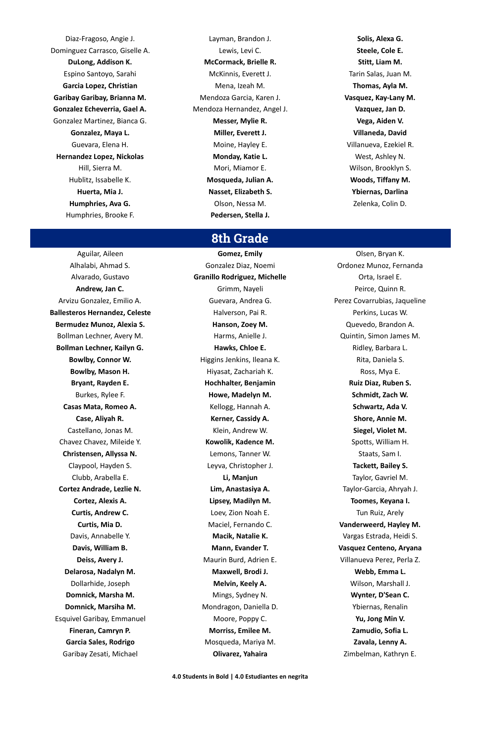Diaz-Fragoso, Angie J.
Dominguez Carrasco, Giselle A.
**DuLong, Addison K.**
Espino Santoyo, Sarahi
**Garcia Lopez, Christian**
**Garibay Garibay, Brianna M.**
**Gonzalez Echeverria, Gael A.**
Gonzalez Martinez, Bianca G.
**Gonzalez, Maya L.**
Guevara, Elena H.
**Hernandez Lopez, Nickolas**
Hill, Sierra M.
Hublitz, Issabelle K.
**Huerta, Mia J.**
**Humphries, Ava G.**
Humphries, Brooke F.
Layman, Brandon J.
Lewis, Levi C.
**McCormack, Brielle R.**
McKinnis, Everett J.
Mena, Izeah M.
Mendoza Garcia, Karen J.
Mendoza Hernandez, Angel J.
**Messer, Mylie R.**
**Miller, Everett J.**
Moine, Hayley E.
**Monday, Katie L.**
Mori, Miamor E.
**Mosqueda, Julian A.**
**Nasset, Elizabeth S.**
Olson, Nessa M.
**Pedersen, Stella J.**
**Solis, Alexa G.**
**Steele, Cole E.**
**Stitt, Liam M.**
Tarin Salas, Juan M.
**Thomas, Ayla M.**
**Vasquez, Kay-Lany M.**
**Vazquez, Jan D.**
**Vega, Aiden V.**
**Villaneda, David**
Villanueva, Ezekiel R.
West, Ashley N.
Wilson, Brooklyn S.
**Woods, Tiffany M.**
**Ybiernas, Darlina**
Zelenka, Colin D.

## 8th Grade

Aguilar, Aileen
Alhalabi, Ahmad S.
Alvarado, Gustavo
**Andrew, Jan C.**
Arvizu Gonzalez, Emilio A.
**Ballesteros Hernandez, Celeste**
**Bermudez Munoz, Alexia S.**
Bollman Lechner, Avery M.
**Bollman Lechner, Kailyn G.**
**Bowlby, Connor W.**
**Bowlby, Mason H.**
**Bryant, Rayden E.**
Burkes, Rylee F.
**Casas Mata, Romeo A.**
**Case, Aliyah R.**
Castellano, Jonas M.
Chavez Chavez, Mileide Y.
**Christensen, Allyssa N.**
Claypool, Hayden S.
Clubb, Arabella E.
**Cortez Andrade, Lezlie N.**
**Cortez, Alexis A.**
**Curtis, Andrew C.**
**Curtis, Mia D.**
Davis, Annabelle Y.
**Davis, William B.**
**Deiss, Avery J.**
**Delarosa, Nadalyn M.**
Dollarhide, Joseph
**Domnick, Marsha M.**
**Domnick, Marsiha M.**
Esquivel Garibay, Emmanuel
**Fineran, Camryn P.**
**Garcia Sales, Rodrigo**
Garibay Zesati, Michael
**Gomez, Emily**
Gonzalez Diaz, Noemi
**Granillo Rodriguez, Michelle**
Grimm, Nayeli
Guevara, Andrea G.
Halverson, Pai R.
**Hanson, Zoey M.**
Harms, Anielle J.
**Hawks, Chloe E.**
Higgins Jenkins, Ileana K.
Hiyasat, Zachariah K.
**Hochhalter, Benjamin**
**Howe, Madelyn M.**
Kellogg, Hannah A.
**Kerner, Cassidy A.**
Klein, Andrew W.
**Kowolik, Kadence M.**
Lemons, Tanner W.
Leyva, Christopher J.
**Li, Manjun**
**Lim, Anastasiya A.**
**Lipsey, Madilyn M.**
Loev, Zion Noah E.
Maciel, Fernando C.
**Macik, Natalie K.**
**Mann, Evander T.**
Maurin Burd, Adrien E.
**Maxwell, Brodi J.**
**Melvin, Keely A.**
Mings, Sydney N.
Mondragon, Daniella D.
Moore, Poppy C.
**Morriss, Emilee M.**
Mosqueda, Mariya M.
**Olivarez, Yahaira**
Olsen, Bryan K.
Ordonez Munoz, Fernanda
Orta, Israel E.
Peirce, Quinn R.
Perez Covarrubias, Jaqueline
Perkins, Lucas W.
Quevedo, Brandon A.
Quintin, Simon James M.
Ridley, Barbara L.
Rita, Daniela S.
Ross, Mya E.
**Ruiz Diaz, Ruben S.**
**Schmidt, Zach W.**
**Schwartz, Ada V.**
**Shore, Annie M.**
**Siegel, Violet M.**
Spotts, William H.
Staats, Sam I.
**Tackett, Bailey S.**
Taylor, Gavriel M.
Taylor-Garcia, Ahryah J.
**Toomes, Keyana I.**
Tun Ruiz, Arely
**Vanderweerd, Hayley M.**
Vargas Estrada, Heidi S.
**Vasquez Centeno, Aryana**
Villanueva Perez, Perla Z.
**Webb, Emma L.**
Wilson, Marshall J.
**Wynter, D'Sean C.**
Ybiernas, Renalin
**Yu, Jong Min V.**
**Zamudio, Sofia L.**
**Zavala, Lenny A.**
Zimbelman, Kathryn E.

**4.0 Students in Bold | 4.0 Estudiantes en negrita**